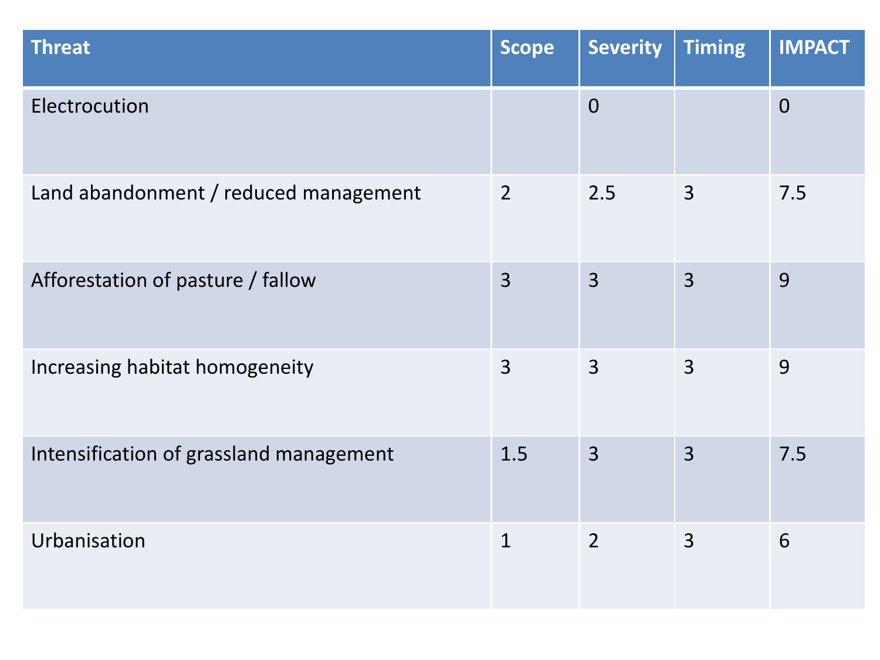| Threat | Scope | Severity | Timing | IMPACT |
|---|---|---|---|---|
| Electrocution | | 0 | | 0 |
| Land abandonment / reduced management | 2 | 2.5 | 3 | 7.5 |
| Afforestation of pasture / fallow | 3 | 3 | 3 | 9 |
| Increasing habitat homogeneity | 3 | 3 | 3 | 9 |
| Intensification of grassland management | 1.5 | 3 | 3 | 7.5 |
| Urbanisation | 1 | 2 | 3 | 6 |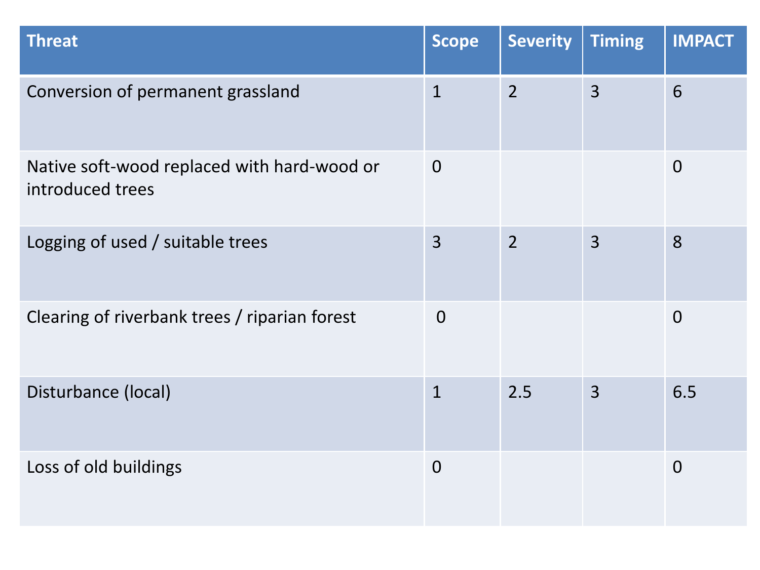| Threat | Scope | Severity | Timing | IMPACT |
|---|---|---|---|---|
| Conversion of permanent grassland | 1 | 2 | 3 | 6 |
| Native soft-wood replaced with hard-wood or introduced trees | 0 | | | 0 |
| Logging of used / suitable trees | 3 | 2 | 3 | 8 |
| Clearing of riverbank trees / riparian forest | 0 | | | 0 |
| Disturbance (local) | 1 | 2.5 | 3 | 6.5 |
| Loss of old buildings | 0 | | | 0 |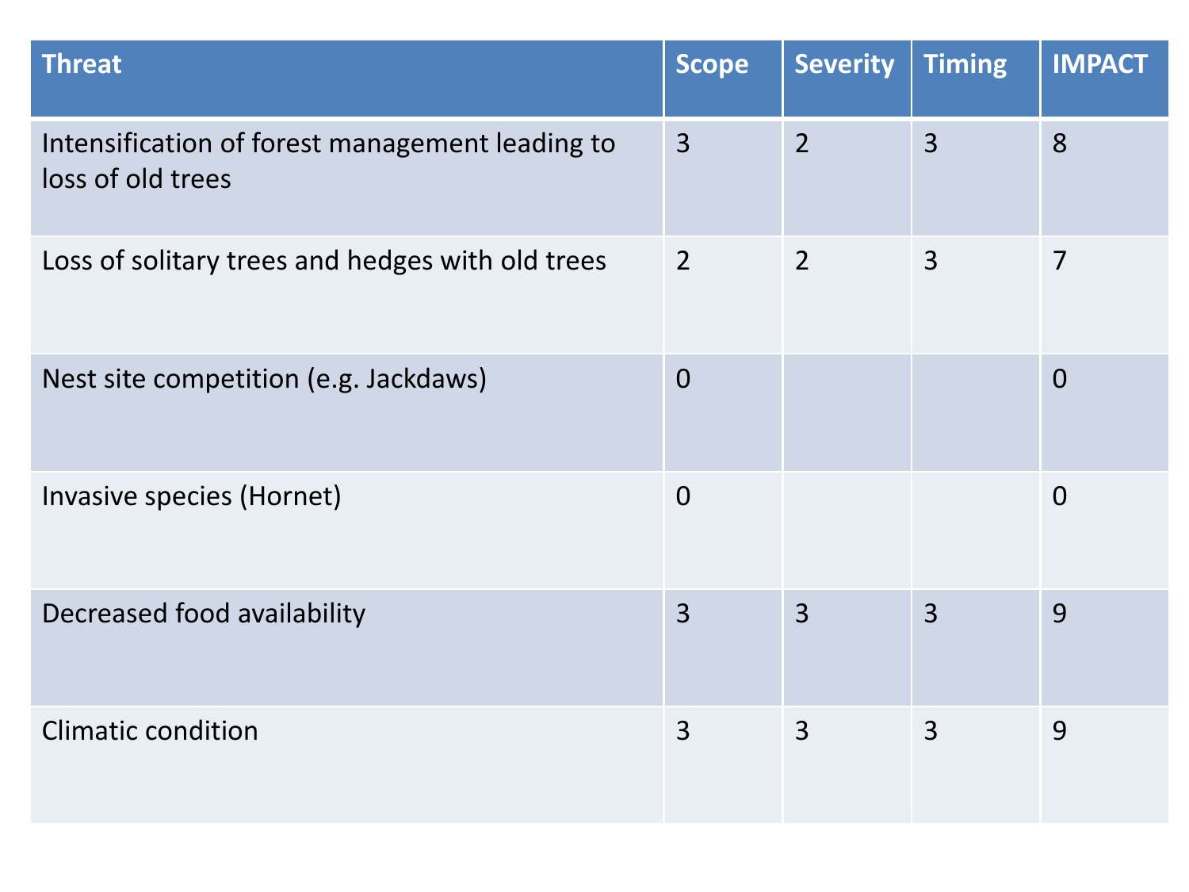| Threat | Scope | Severity | Timing | IMPACT |
| --- | --- | --- | --- | --- |
| Intensification of forest management leading to loss of old trees | 3 | 2 | 3 | 8 |
| Loss of solitary trees and hedges with old trees | 2 | 2 | 3 | 7 |
| Nest site competition (e.g. Jackdaws) | 0 | | | 0 |
| Invasive species (Hornet) | 0 | | | 0 |
| Decreased food availability | 3 | 3 | 3 | 9 |
| Climatic condition | 3 | 3 | 3 | 9 |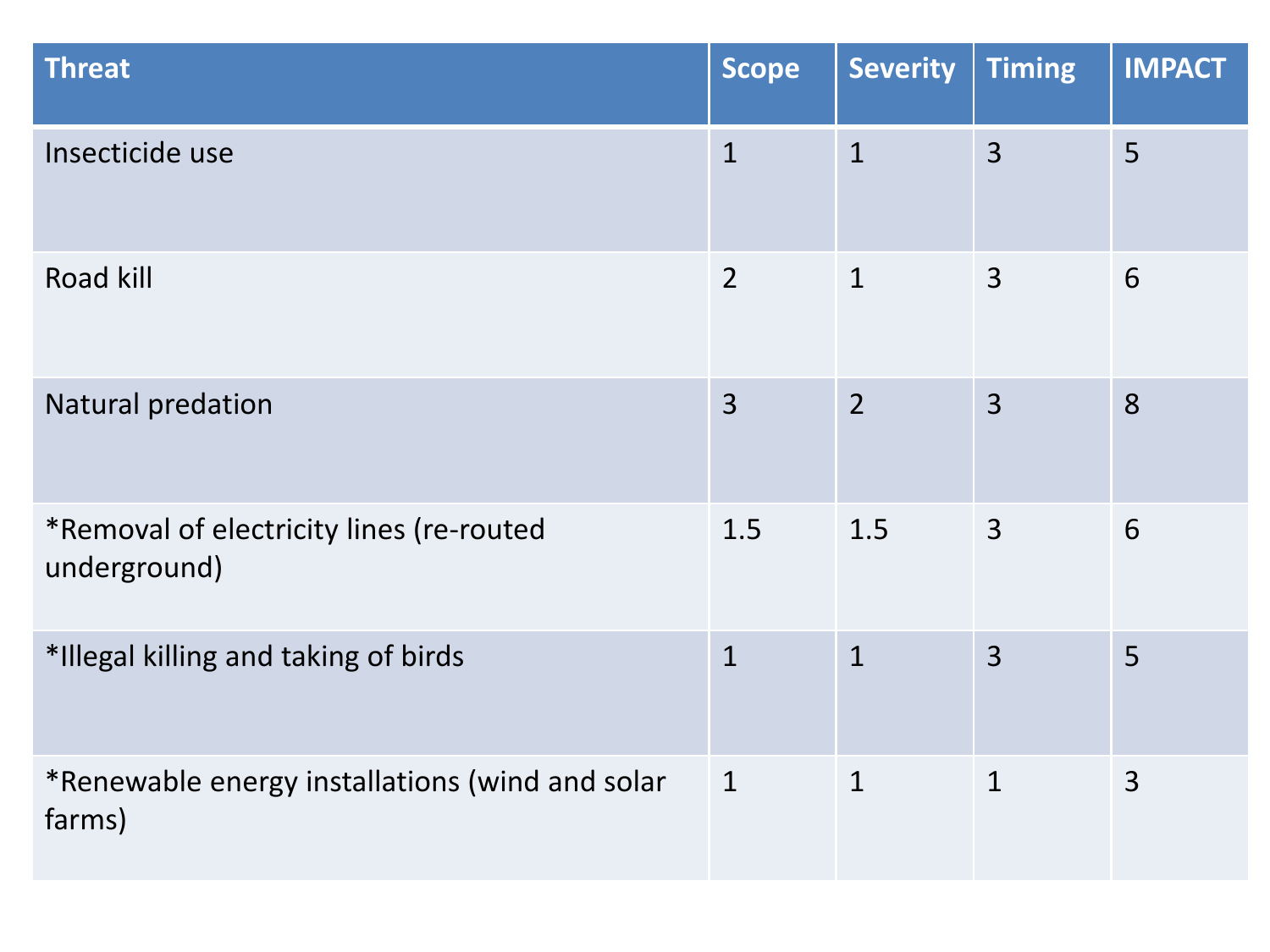| Threat | Scope | Severity | Timing | IMPACT |
|---|---|---|---|---|
| Insecticide use | 1 | 1 | 3 | 5 |
| Road kill | 2 | 1 | 3 | 6 |
| Natural predation | 3 | 2 | 3 | 8 |
| *Removal of electricity lines (re-routed underground) | 1.5 | 1.5 | 3 | 6 |
| *Illegal killing and taking of birds | 1 | 1 | 3 | 5 |
| *Renewable energy installations (wind and solar farms) | 1 | 1 | 1 | 3 |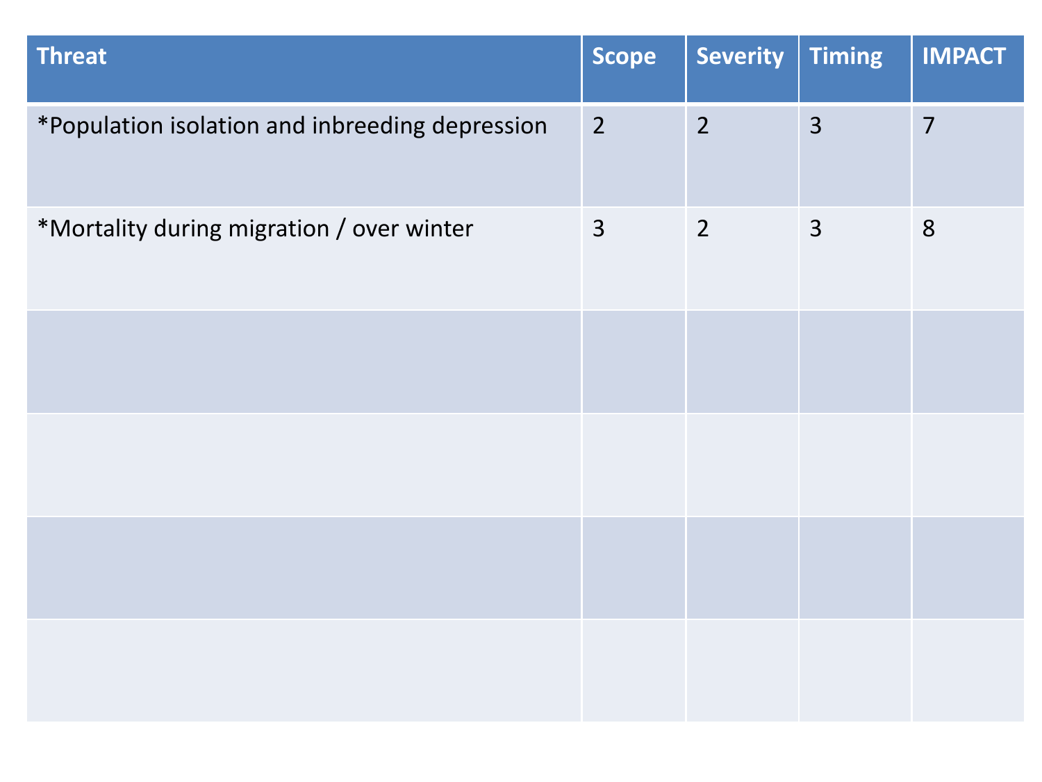| Threat | Scope | Severity | Timing | IMPACT |
|---|---|---|---|---|
| *Population isolation and inbreeding depression | 2 | 2 | 3 | 7 |
| *Mortality during migration / over winter | 3 | 2 | 3 | 8 |
| | | | | |
| | | | | |
| | | | | |
| | | | | |